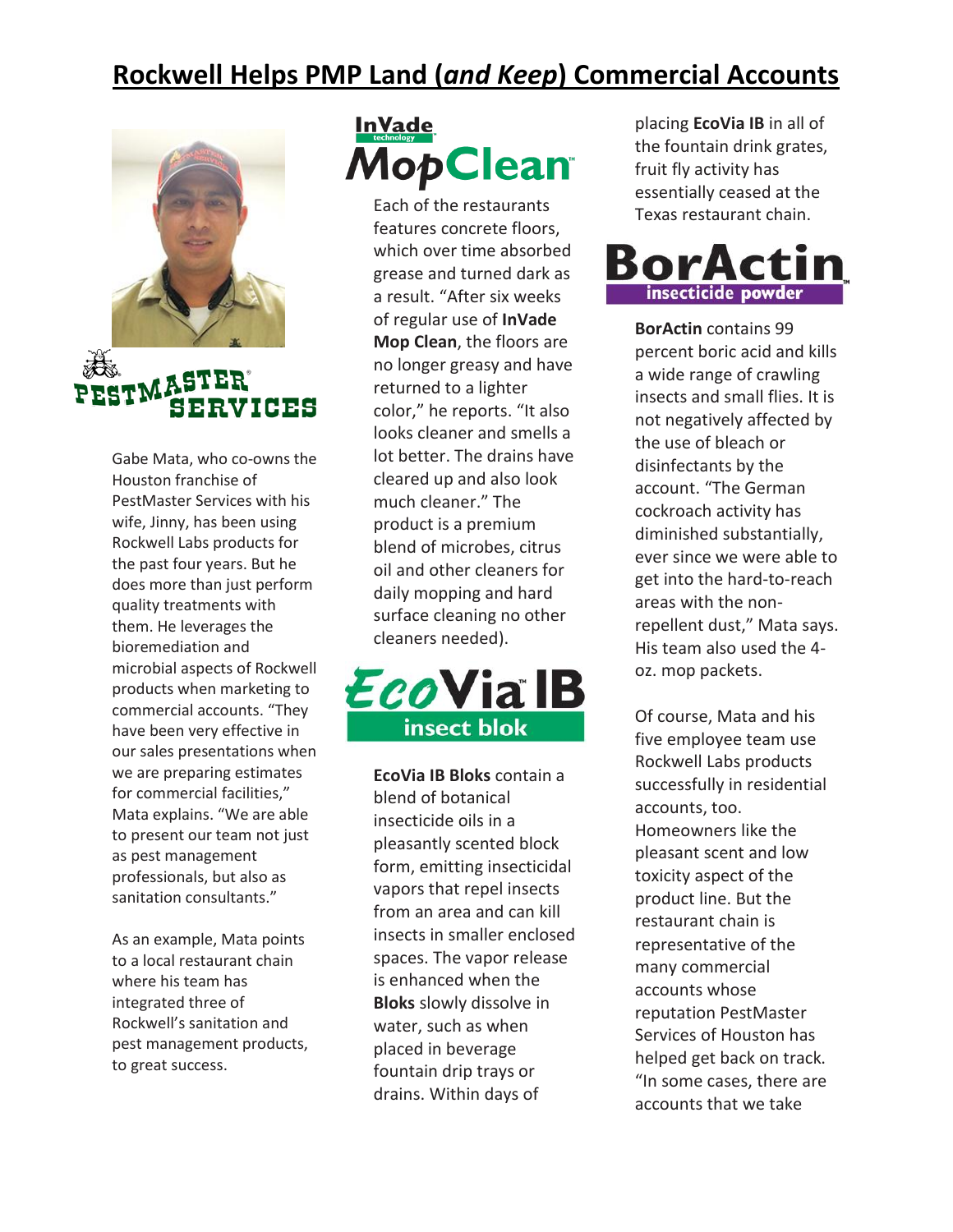# Rockwell Helps PMP Land (*and Keep*) Commercial Accounts

PESTMASTER SERVICES

Gabe Mata, who co-owns the Houston franchise of PestMaster Services with his wife, Jinny, has been using Rockwell Labs products for the past four years. But he does more than just perform quality treatments with them. He leverages the bioremediation and microbial aspects of Rockwell products when marketing to commercial accounts. "They have been very effective in our sales presentations when we are preparing estimates for commercial facilities," Mata explains. "We are able to present our team not just as pest management professionals, but also as sanitation consultants."

As an example, Mata points to a local restaurant chain where his team has integrated three of Rockwell's sanitation and pest management products, to great success.

**InVade technology MopClean**

Each of the restaurants features concrete floors, which over time absorbed grease and turned dark as a result. "After six weeks of regular use of **InVade Mop Clean**, the floors are no longer greasy and have returned to a lighter color," he reports. "It also looks cleaner and smells a lot better. The drains have cleared up and also look much cleaner." The product is a premium blend of microbes, citrus oil and other cleaners for daily mopping and hard surface cleaning no other cleaners needed).

**EcoVia IB insect blok**

**EcoVia IB Bloks** contain a blend of botanical insecticide oils in a pleasantly scented block form, emitting insecticidal vapors that repel insects from an area and can kill insects in smaller enclosed spaces. The vapor release is enhanced when the **Bloks** slowly dissolve in water, such as when placed in beverage fountain drip trays or drains. Within days of placing **EcoVia IB** in all of the fountain drink grates, fruit fly activity has essentially ceased at the Texas restaurant chain.

**BorActin insecticide powder**

**BorActin** contains 99 percent boric acid and kills a wide range of crawling insects and small flies. It is not negatively affected by the use of bleach or disinfectants by the account. "The German cockroach activity has diminished substantially, ever since we were able to get into the hard-to-reach areas with the non-repellent dust," Mata says. His team also used the 4-oz. mop packets.

Of course, Mata and his five employee team use Rockwell Labs products successfully in residential accounts, too. Homeowners like the pleasant scent and low toxicity aspect of the product line. But the restaurant chain is representative of the many commercial accounts whose reputation PestMaster Services of Houston has helped get back on track. "In some cases, there are accounts that we take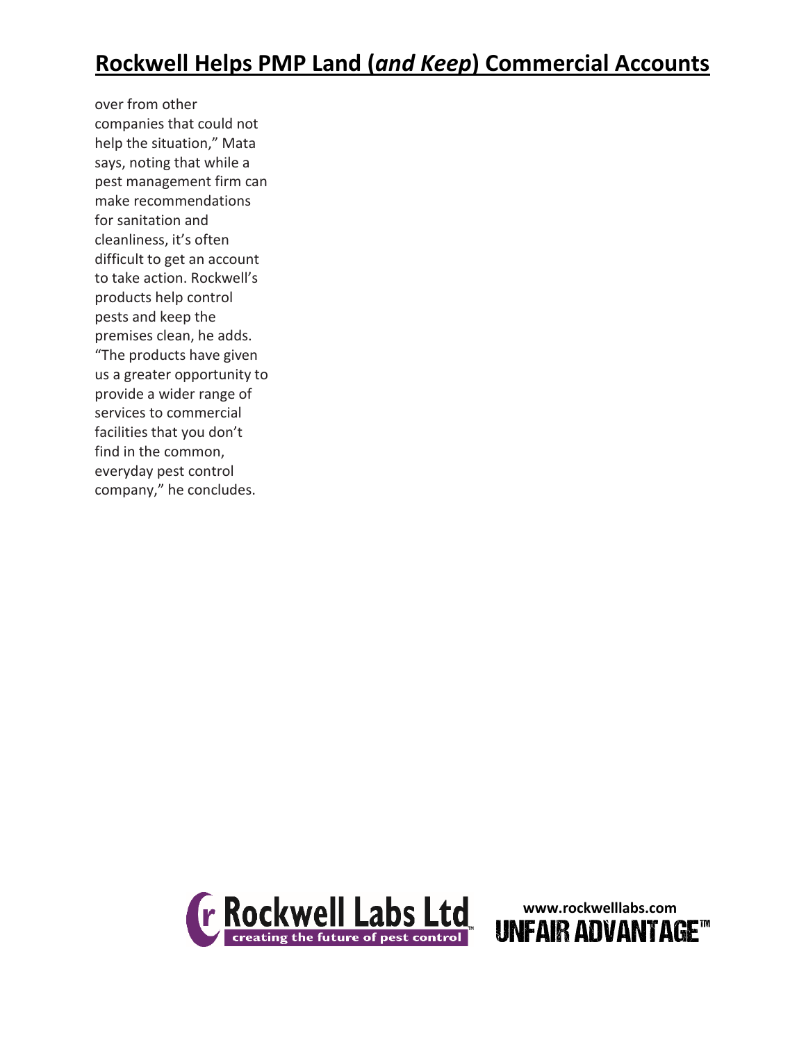over from other companies that could not help the situation," Mata says, noting that while a pest management firm can make recommendations for sanitation and cleanliness, it's often difficult to get an account to take action. Rockwell's products help control pests and keep the premises clean, he adds. "The products have given us a greater opportunity to provide a wider range of services to commercial facilities that you don't find in the common, everyday pest control company," he concludes.